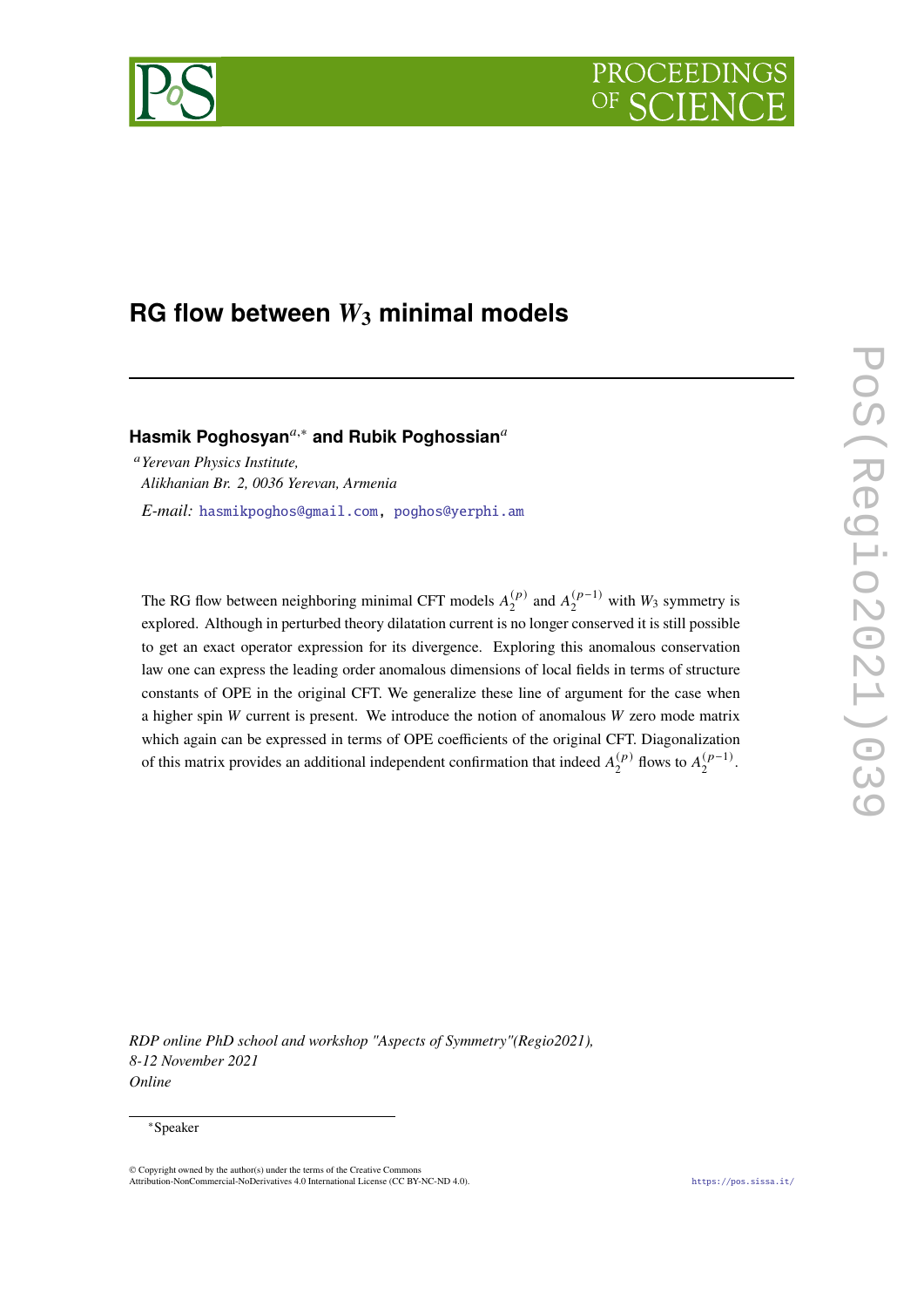# RG flow between $W_3$ minimal models

**Hasmik Poghosyan**[a,∗] **and Rubik Poghossian**[a]

[a] *Yerevan Physics Institute, Alikhanian Br. 2, 0036 Yerevan, Armenia*

*E-mail:* hasmikpoghos@gmail.com, poghos@yerphi.am

The RG flow between neighboring minimal CFT models $A_2^{(p)}$ and $A_2^{(p-1)}$ with $W_3$ symmetry is explored. Although in perturbed theory dilatation current is no longer conserved it is still possible to get an exact operator expression for its divergence. Exploring this anomalous conservation law one can express the leading order anomalous dimensions of local fields in terms of structure constants of OPE in the original CFT. We generalize these line of argument for the case when a higher spin $W$ current is present. We introduce the notion of anomalous $W$ zero mode matrix which again can be expressed in terms of OPE coefficients of the original CFT. Diagonalization of this matrix provides an additional independent confirmation that indeed $A_2^{(p)}$ flows to $A_2^{(p-1)}$.

*RDP online PhD school and workshop "Aspects of Symmetry"(Regio2021), 8-12 November 2021 Online*

∗Speaker

© Copyright owned by the author(s) under the terms of the Creative Commons Attribution-NonCommercial-NoDerivatives 4.0 International License (CC BY-NC-ND 4.0).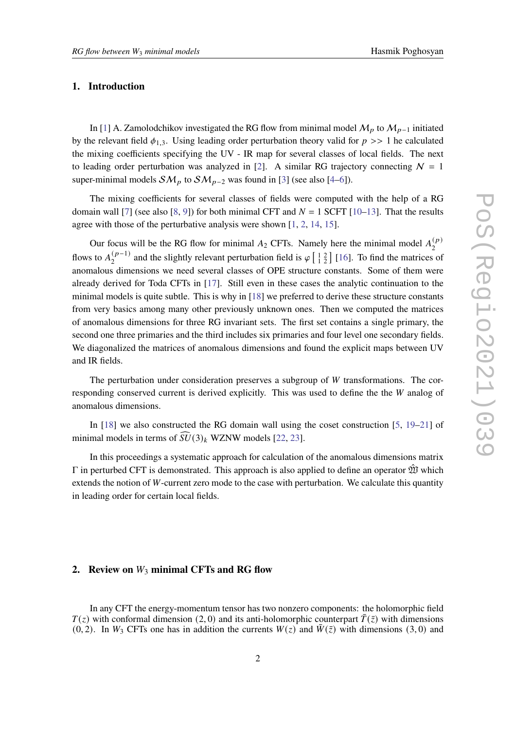## 1. Introduction

In [1] A. Zamolodchikov investigated the RG flow from minimal model $\mathcal{M}_p$ to $\mathcal{M}_{p-1}$ initiated by the relevant field $\phi_{1,3}$. Using leading order perturbation theory valid for $p >> 1$ he calculated the mixing coefficients specifying the UV - IR map for several classes of local fields. The next to leading order perturbation was analyzed in [2]. A similar RG trajectory connecting $\mathcal{N} = 1$ super-minimal models $\mathcal{SM}_p$ to $\mathcal{SM}_{p-2}$ was found in [3] (see also [4–6]).

The mixing coefficients for several classes of fields were computed with the help of a RG domain wall [7] (see also [8, 9]) for both minimal CFT and $N = 1$ SCFT [10–13]. That the results agree with those of the perturbative analysis were shown [1, 2, 14, 15].

Our focus will be the RG flow for minimal $A_2$ CFTs. Namely here the minimal model $A_2^{(p)}$ flows to $A_2^{(p-1)}$ and the slightly relevant perturbation field is $\varphi \left[ \begin{smallmatrix} 1 & 2 \\ 1 & 2 \end{smallmatrix} \right]$ [16]. To find the matrices of anomalous dimensions we need several classes of OPE structure constants. Some of them were already derived for Toda CFTs in [17]. Still even in these cases the analytic continuation to the minimal models is quite subtle. This is why in [18] we preferred to derive these structure constants from very basics among many other previously unknown ones. Then we computed the matrices of anomalous dimensions for three RG invariant sets. The first set contains a single primary, the second one three primaries and the third includes six primaries and four level one secondary fields. We diagonalized the matrices of anomalous dimensions and found the explicit maps between UV and IR fields.

The perturbation under consideration preserves a subgroup of $W$ transformations. The corresponding conserved current is derived explicitly. This was used to define the the $W$ analog of anomalous dimensions.

In [18] we also constructed the RG domain wall using the coset construction [5, 19–21] of minimal models in terms of $\widehat{SU}(3)_k$ WZNW models [22, 23].

In this proceedings a systematic approach for calculation of the anomalous dimensions matrix $\Gamma$ in perturbed CFT is demonstrated. This approach is also applied to define an operator $\hat{\mathfrak{W}}$ which extends the notion of $W$-current zero mode to the case with perturbation. We calculate this quantity in leading order for certain local fields.

## 2. Review on $W_3$ minimal CFTs and RG flow

In any CFT the energy-momentum tensor has two nonzero components: the holomorphic field $T(z)$ with conformal dimension $(2, 0)$ and its anti-holomorphic counterpart $\bar{T}(\bar{z})$ with dimensions $(0, 2)$. In $W_3$ CFTs one has in addition the currents $W(z)$ and $\bar{W}(\bar{z})$ with dimensions $(3, 0)$ and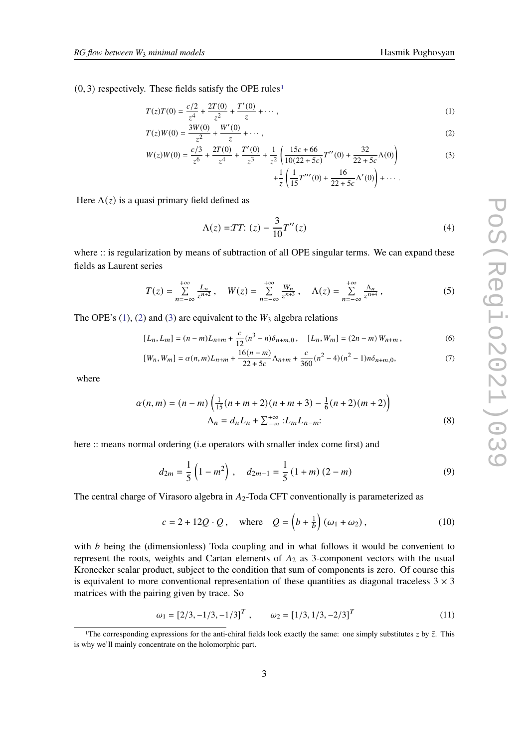(0, 3) respectively. These fields satisfy the OPE rules[1]

$$T(z)T(0) = \frac{c/2}{z^4} + \frac{2T(0)}{z^2} + \frac{T'(0)}{z} + \cdots , \tag{1}$$

$$T(z)W(0) = \frac{3W(0)}{z^2} + \frac{W'(0)}{z} + \cdots , \tag{2}$$

$$W(z)W(0) = \frac{c/3}{z^6} + \frac{2T(0)}{z^4} + \frac{T'(0)}{z^3} + \frac{1}{z^2}\left(\frac{15c+66}{10(22+5c)}T''(0) + \frac{32}{22+5c}\Lambda(0)\right) \tag{3}$$
$$+\frac{1}{z}\left(\frac{1}{15}T'''(0) + \frac{16}{22+5c}\Lambda'(0)\right) + \cdots .$$

Here $\Lambda(z)$ is a quasi primary field defined as

$$\Lambda(z) = :TT:(z) - \frac{3}{10}T''(z) \tag{4}$$

where :: is regularization by means of subtraction of all OPE singular terms. We can expand these fields as Laurent series

$$T(z) = \sum_{n=-\infty}^{+\infty} \frac{L_n}{z^{n+2}} , \quad W(z) = \sum_{n=-\infty}^{+\infty} \frac{W_n}{z^{n+3}} , \quad \Lambda(z) = \sum_{n=-\infty}^{+\infty} \frac{\Lambda_n}{z^{n+4}} , \tag{5}$$

The OPE's (1), (2) and (3) are equivalent to the $W_3$ algebra relations

$$[L_n, L_m] = (n-m)L_{n+m} + \frac{c}{12}(n^3-n)\delta_{n+m,0} , \quad [L_n, W_m] = (2n-m)\, W_{n+m} , \tag{6}$$

$$[W_n, W_m] = \alpha(n,m)L_{n+m} + \frac{16(n-m)}{22+5c}\Lambda_{n+m} + \frac{c}{360}(n^2-4)(n^2-1)n\delta_{n+m,0}, \tag{7}$$

where

$$\alpha(n,m) = (n-m)\left(\tfrac{1}{15}(n+m+2)(n+m+3) - \tfrac{1}{6}(n+2)(m+2)\right)$$
$$\Lambda_n = d_n L_n + \textstyle\sum_{-\infty}^{+\infty} :L_m L_{n-m}: \tag{8}$$

here :: means normal ordering (i.e operators with smaller index come first) and

$$d_{2m} = \frac{1}{5}\left(1-m^2\right) , \quad d_{2m-1} = \frac{1}{5}\left(1+m\right)\left(2-m\right) \tag{9}$$

The central charge of Virasoro algebra in $A_2$-Toda CFT conventionally is parameterized as

$$c = 2 + 12 Q \cdot Q , \quad \text{where} \quad Q = \left(b + \tfrac{1}{b}\right)(\omega_1 + \omega_2) , \tag{10}$$

with $b$ being the (dimensionless) Toda coupling and in what follows it would be convenient to represent the roots, weights and Cartan elements of $A_2$ as 3-component vectors with the usual Kronecker scalar product, subject to the condition that sum of components is zero. Of course this is equivalent to more conventional representation of these quantities as diagonal traceless $3 \times 3$ matrices with the pairing given by trace. So

$$\omega_1 = [2/3, -1/3, -1/3]^T , \qquad \omega_2 = [1/3, 1/3, -2/3]^T \tag{11}$$

[1] The corresponding expressions for the anti-chiral fields look exactly the same: one simply substitutes $z$ by $\bar{z}$. This is why we'll mainly concentrate on the holomorphic part.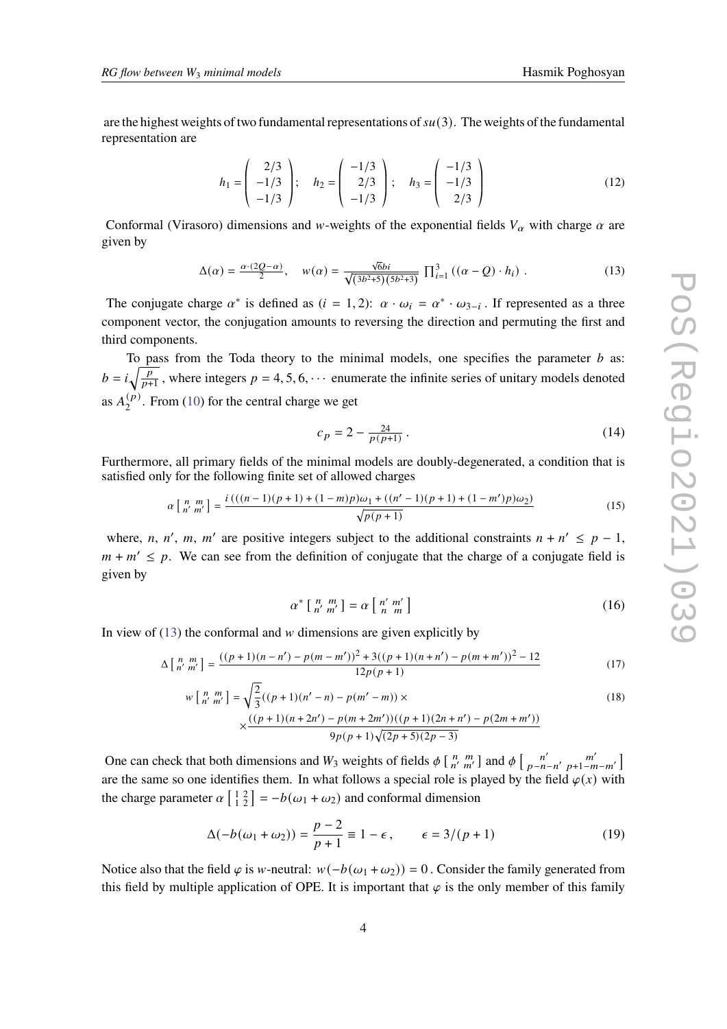are the highest weights of two fundamental representations of $su(3)$. The weights of the fundamental representation are

$$h_1 = \begin{pmatrix} 2/3 \\ -1/3 \\ -1/3 \end{pmatrix}; \quad h_2 = \begin{pmatrix} -1/3 \\ 2/3 \\ -1/3 \end{pmatrix}; \quad h_3 = \begin{pmatrix} -1/3 \\ -1/3 \\ 2/3 \end{pmatrix} \tag{12}$$

Conformal (Virasoro) dimensions and $w$-weights of the exponential fields $V_\alpha$ with charge $\alpha$ are given by

$$\Delta(\alpha) = \frac{\alpha \cdot (2Q - \alpha)}{2}, \quad w(\alpha) = \frac{\sqrt{6}bi}{\sqrt{(3b^2+5)(5b^2+3)}} \prod_{i=1}^{3} ((\alpha - Q) \cdot h_i) \ . \tag{13}$$

The conjugate charge $\alpha^*$ is defined as ($i = 1, 2$): $\alpha \cdot \omega_i = \alpha^* \cdot \omega_{3-i}$ . If represented as a three component vector, the conjugation amounts to reversing the direction and permuting the first and third components.

To pass from the Toda theory to the minimal models, one specifies the parameter $b$ as: $b = i\sqrt{\frac{p}{p+1}}$ , where integers $p = 4, 5, 6, \cdots$ enumerate the infinite series of unitary models denoted as $A_2^{(p)}$. From (10) for the central charge we get

$$c_p = 2 - \frac{24}{p(p+1)} \ . \tag{14}$$

Furthermore, all primary fields of the minimal models are doubly-degenerated, a condition that is satisfied only for the following finite set of allowed charges

$$\alpha \left[ \begin{smallmatrix} n & m \\ n' & m' \end{smallmatrix} \right] = \frac{i\left(((n-1)(p+1) + (1-m)p)\omega_1 + ((n'-1)(p+1) + (1-m')p)\omega_2\right)}{\sqrt{p(p+1)}} \tag{15}$$

where, $n$, $n'$, $m$, $m'$ are positive integers subject to the additional constraints $n + n' \leq p - 1$, $m + m' \leq p$. We can see from the definition of conjugate that the charge of a conjugate field is given by

$$\alpha^* \left[ \begin{smallmatrix} n & m \\ n' & m' \end{smallmatrix} \right] = \alpha \left[ \begin{smallmatrix} n' & m' \\ n & m \end{smallmatrix} \right] \tag{16}$$

In view of (13) the conformal and $w$ dimensions are given explicitly by

$$\Delta \left[ \begin{smallmatrix} n & m \\ n' & m' \end{smallmatrix} \right] = \frac{((p+1)(n-n') - p(m-m'))^2 + 3((p+1)(n+n') - p(m+m'))^2 - 12}{12p(p+1)} \tag{17}$$

$$w \left[ \begin{smallmatrix} n & m \\ n' & m' \end{smallmatrix} \right] = \sqrt{\frac{2}{3}}((p+1)(n'-n) - p(m'-m)) \times \tag{18}$$
$$\times \frac{((p+1)(n+2n') - p(m+2m'))((p+1)(2n+n') - p(2m+m'))}{9p(p+1)\sqrt{(2p+5)(2p-3)}}$$

One can check that both dimensions and $W_3$ weights of fields $\phi \left[ \begin{smallmatrix} n & m \\ n' & m' \end{smallmatrix} \right]$ and $\phi \left[ \begin{smallmatrix} n' & m' \\ p-n-n' & p+1-m-m' \end{smallmatrix} \right]$ are the same so one identifies them. In what follows a special role is played by the field $\varphi(x)$ with the charge parameter $\alpha \left[ \begin{smallmatrix} 1 & 2 \\ 1 & 2 \end{smallmatrix} \right] = -b(\omega_1 + \omega_2)$ and conformal dimension

$$\Delta(-b(\omega_1 + \omega_2)) = \frac{p-2}{p+1} \equiv 1 - \epsilon \, , \qquad \epsilon = 3/(p+1) \tag{19}$$

Notice also that the field $\varphi$ is $w$-neutral: $w(-b(\omega_1 + \omega_2)) = 0$ . Consider the family generated from this field by multiple application of OPE. It is important that $\varphi$ is the only member of this family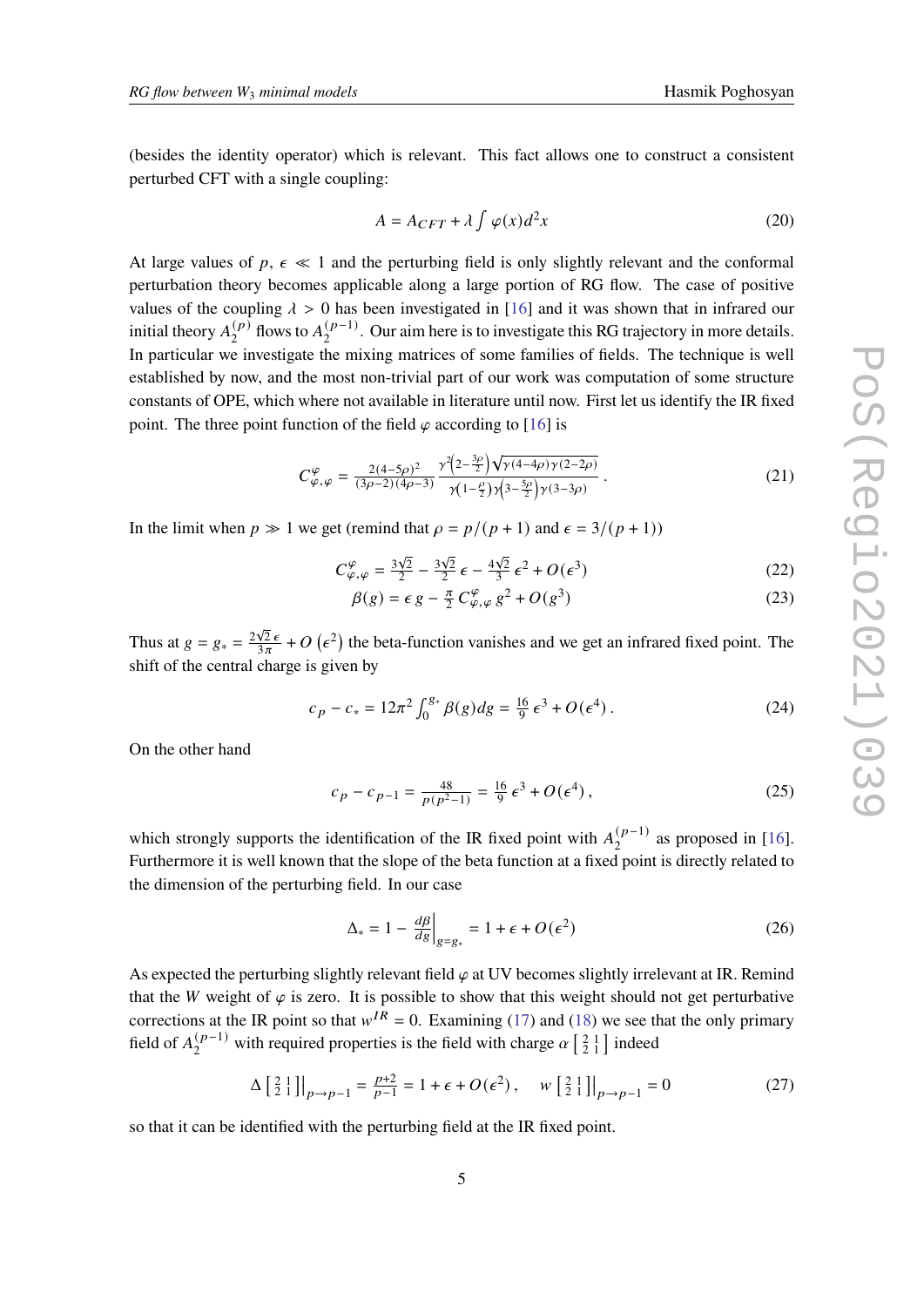(besides the identity operator) which is relevant. This fact allows one to construct a consistent perturbed CFT with a single coupling:

$$A = A_{CFT} + \lambda \int \varphi(x) d^2x \tag{20}$$

At large values of $p$, $\epsilon \ll 1$ and the perturbing field is only slightly relevant and the conformal perturbation theory becomes applicable along a large portion of RG flow. The case of positive values of the coupling $\lambda > 0$ has been investigated in [16] and it was shown that in infrared our initial theory $A_2^{(p)}$ flows to $A_2^{(p-1)}$. Our aim here is to investigate this RG trajectory in more details. In particular we investigate the mixing matrices of some families of fields. The technique is well established by now, and the most non-trivial part of our work was computation of some structure constants of OPE, which where not available in literature until now. First let us identify the IR fixed point. The three point function of the field $\varphi$ according to [16] is

$$C_{\varphi,\varphi}^{\varphi} = \frac{2(4-5\rho)^2}{(3\rho-2)(4\rho-3)} \frac{\gamma^2\left(2-\frac{3\rho}{2}\right)\sqrt{\gamma(4-4\rho)\gamma(2-2\rho)}}{\gamma\left(1-\frac{\rho}{2}\right)\gamma\left(3-\frac{5\rho}{2}\right)\gamma(3-3\rho)}. \tag{21}$$

In the limit when $p \gg 1$ we get (remind that $\rho = p/(p+1)$ and $\epsilon = 3/(p+1)$)

$$C_{\varphi,\varphi}^{\varphi} = \frac{3\sqrt{2}}{2} - \frac{3\sqrt{2}}{2}\,\epsilon - \frac{4\sqrt{2}}{3}\,\epsilon^2 + O(\epsilon^3) \tag{22}$$

$$\beta(g) = \epsilon\, g - \frac{\pi}{2}\, C_{\varphi,\varphi}^{\varphi}\, g^2 + O(g^3) \tag{23}$$

Thus at $g = g_* = \frac{2\sqrt{2}\,\epsilon}{3\pi} + O\left(\epsilon^2\right)$ the beta-function vanishes and we get an infrared fixed point. The shift of the central charge is given by

$$c_p - c_* = 12\pi^2 \int_0^{g_*} \beta(g) dg = \frac{16}{9}\,\epsilon^3 + O(\epsilon^4)\,. \tag{24}$$

On the other hand

$$c_p - c_{p-1} = \frac{48}{p(p^2-1)} = \frac{16}{9}\,\epsilon^3 + O(\epsilon^4)\,, \tag{25}$$

which strongly supports the identification of the IR fixed point with $A_2^{(p-1)}$ as proposed in [16]. Furthermore it is well known that the slope of the beta function at a fixed point is directly related to the dimension of the perturbing field. In our case

$$\Delta_* = 1 - \left.\frac{d\beta}{dg}\right|_{g=g_*} = 1 + \epsilon + O(\epsilon^2) \tag{26}$$

As expected the perturbing slightly relevant field $\varphi$ at UV becomes slightly irrelevant at IR. Remind that the $W$ weight of $\varphi$ is zero. It is possible to show that this weight should not get perturbative corrections at the IR point so that $w^{IR} = 0$. Examining (17) and (18) we see that the only primary field of $A_2^{(p-1)}$ with required properties is the field with charge $\alpha\left[\begin{smallmatrix} 2 & 1 \\ 2 & 1 \end{smallmatrix}\right]$ indeed

$$\Delta\left[\begin{smallmatrix} 2 & 1 \\ 2 & 1 \end{smallmatrix}\right]\Big|_{p\to p-1} = \frac{p+2}{p-1} = 1 + \epsilon + O(\epsilon^2)\,, \quad w\left[\begin{smallmatrix} 2 & 1 \\ 2 & 1 \end{smallmatrix}\right]\Big|_{p\to p-1} = 0 \tag{27}$$

so that it can be identified with the perturbing field at the IR fixed point.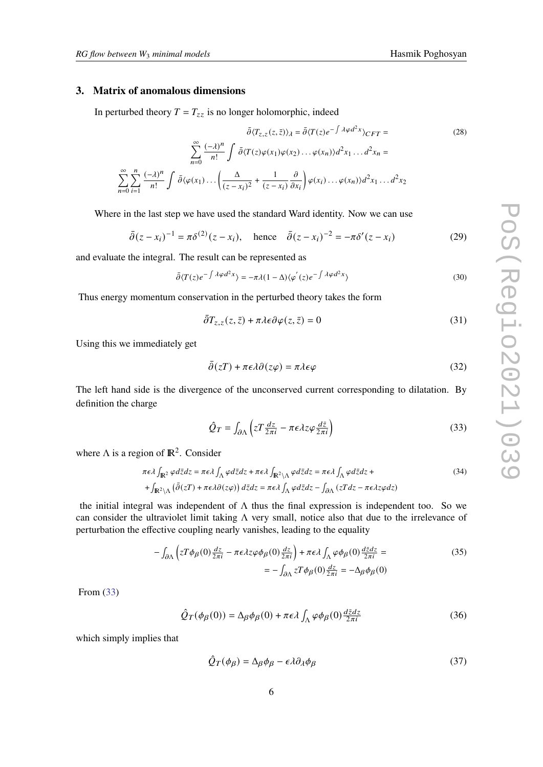## 3. Matrix of anomalous dimensions

In perturbed theory $T = T_{zz}$ is no longer holomorphic, indeed

$$
\begin{aligned}
&\bar{\partial}\langle T_{z,z}(z,\bar{z})\rangle_\lambda = \bar{\partial}\langle T(z)e^{-\int \lambda\varphi d^2x}\rangle_{CFT} = \\
&\sum_{n=0}^{\infty}\frac{(-\lambda)^n}{n!}\int \bar{\partial}\langle T(z)\varphi(x_1)\varphi(x_2)\ldots\varphi(x_n)\rangle d^2x_1\ldots d^2x_n = \\
&\sum_{n=0}^{\infty}\sum_{i=1}^{n}\frac{(-\lambda)^n}{n!}\int \bar{\partial}\langle\varphi(x_1)\ldots\left(\frac{\Delta}{(z-x_i)^2}+\frac{1}{(z-x_i)}\frac{\partial}{\partial x_i}\right)\varphi(x_i)\ldots\varphi(x_n)\rangle d^2x_1\ldots d^2x_2
\end{aligned}
\tag{28}
$$

Where in the last step we have used the standard Ward identity. Now we can use

$$
\bar{\partial}(z-x_i)^{-1} = \pi\delta^{(2)}(z-x_i), \quad \text{hence} \quad \bar{\partial}(z-x_i)^{-2} = -\pi\delta'(z-x_i) \tag{29}
$$

and evaluate the integral. The result can be represented as

$$
\bar{\partial}\langle T(z)e^{-\int\lambda\varphi d^2x}\rangle = -\pi\lambda(1-\Delta)\langle\varphi^{'}(z)e^{-\int\lambda\varphi d^2x}\rangle \tag{30}
$$

Thus energy momentum conservation in the perturbed theory takes the form

$$
\bar{\partial}T_{z,z}(z,\bar{z}) + \pi\lambda\epsilon\partial\varphi(z,\bar{z}) = 0 \tag{31}
$$

Using this we immediately get

$$
\bar{\partial}(zT) + \pi\epsilon\lambda\partial(z\varphi) = \pi\lambda\epsilon\varphi \tag{32}
$$

The left hand side is the divergence of the unconserved current corresponding to dilatation. By definition the charge

$$
\hat{Q}_T = \int_{\partial\Lambda}\left(zT\frac{dz}{2\pi i} - \pi\epsilon\lambda z\varphi\frac{d\bar{z}}{2\pi i}\right) \tag{33}
$$

where $\Lambda$ is a region of $\mathbb{R}^2$. Consider

$$
\begin{aligned}
&\pi\epsilon\lambda\int_{\mathbb{R}^2}\varphi d\bar{z}dz = \pi\epsilon\lambda\int_{\Lambda}\varphi d\bar{z}dz + \pi\epsilon\lambda\int_{\mathbb{R}^2\setminus\Lambda}\varphi d\bar{z}dz = \pi\epsilon\lambda\int_{\Lambda}\varphi d\bar{z}dz + \\
&+\int_{\mathbb{R}^2\setminus\Lambda}\left(\bar{\partial}(zT) + \pi\epsilon\lambda\partial(z\varphi)\right)d\bar{z}dz = \pi\epsilon\lambda\int_{\Lambda}\varphi d\bar{z}dz - \int_{\partial\Lambda}(zTdz - \pi\epsilon\lambda z\varphi dz)
\end{aligned}
\tag{34}
$$

the initial integral was independent of $\Lambda$ thus the final expression is independent too. So we can consider the ultraviolet limit taking $\Lambda$ very small, notice also that due to the irrelevance of perturbation the effective coupling nearly vanishes, leading to the equality

$$
\begin{aligned}
-\int_{\partial\Lambda}\left(zT\phi_\beta(0)\frac{dz}{2\pi i} - \pi\epsilon\lambda z\varphi\phi_\beta(0)\frac{dz}{2\pi i}\right) + \pi\epsilon\lambda\int_{\Lambda}\varphi\phi_\beta(0)\frac{d\bar{z}dz}{2\pi i} = \\
= -\int_{\partial\Lambda}zT\phi_\beta(0)\frac{dz}{2\pi i} = -\Delta_\beta\phi_\beta(0)
\end{aligned}
\tag{35}
$$

From (33)

$$
\hat{Q}_T(\phi_\beta(0)) = \Delta_\beta\phi_\beta(0) + \pi\epsilon\lambda\int_{\Lambda}\varphi\phi_\beta(0)\frac{d\bar{z}dz}{2\pi i} \tag{36}
$$

which simply implies that

$$
\hat{Q}_T(\phi_\beta) = \Delta_\beta\phi_\beta - \epsilon\lambda\partial_\lambda\phi_\beta \tag{37}
$$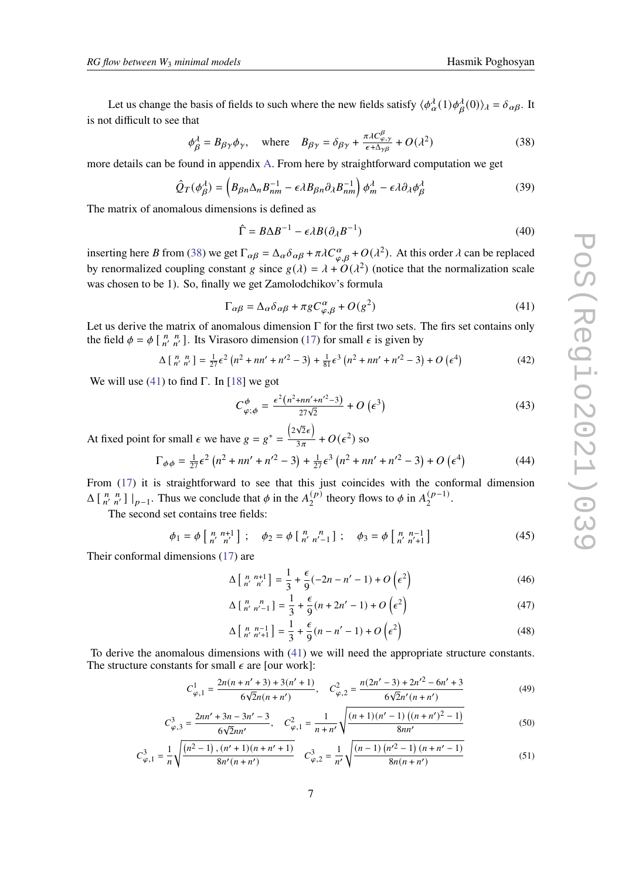Let us change the basis of fields to such where the new fields satisfy $\langle \phi^\lambda_\alpha(1)\phi^\lambda_\beta(0)\rangle_\lambda = \delta_{\alpha\beta}$. It is not difficult to see that

$$\phi^\lambda_\beta = B_{\beta\gamma}\phi_\gamma, \quad \text{where} \quad B_{\beta\gamma} = \delta_{\beta\gamma} + \frac{\pi\lambda C^\beta_{\varphi,\gamma}}{\epsilon+\Delta_{\gamma\beta}} + O(\lambda^2) \tag{38}$$

more details can be found in appendix A. From here by straightforward computation we get

$$\hat{Q}_T(\phi^\lambda_\beta) = \left(B_{\beta n}\Delta_n B^{-1}_{nm} - \epsilon\lambda B_{\beta n}\partial_\lambda B^{-1}_{nm}\right)\phi^\lambda_m - \epsilon\lambda\partial_\lambda\phi^\lambda_\beta \tag{39}$$

The matrix of anomalous dimensions is defined as

$$\hat{\Gamma} = B\Delta B^{-1} - \epsilon\lambda B(\partial_\lambda B^{-1}) \tag{40}$$

inserting here $B$ from (38) we get $\Gamma_{\alpha\beta} = \Delta_\alpha\delta_{\alpha\beta} + \pi\lambda C^\alpha_{\varphi,\beta} + O(\lambda^2)$. At this order $\lambda$ can be replaced by renormalized coupling constant $g$ since $g(\lambda) = \lambda + O(\lambda^2)$ (notice that the normalization scale was chosen to be 1). So, finally we get Zamolodchikov's formula

$$\Gamma_{\alpha\beta} = \Delta_\alpha\delta_{\alpha\beta} + \pi g C^\alpha_{\varphi,\beta} + O(g^2) \tag{41}$$

Let us derive the matrix of anomalous dimension $\Gamma$ for the first two sets. The firs set contains only the field $\phi = \phi\left[\begin{smallmatrix} n & n \\ n' & n'\end{smallmatrix}\right]$. Its Virasoro dimension (17) for small $\epsilon$ is given by

$$\Delta\left[\begin{smallmatrix} n & n \\ n' & n'\end{smallmatrix}\right] = \tfrac{1}{27}\epsilon^2\left(n^2 + nn' + n'^2 - 3\right) + \tfrac{1}{81}\epsilon^3\left(n^2 + nn' + n'^2 - 3\right) + O\left(\epsilon^4\right) \tag{42}$$

We will use (41) to find $\Gamma$. In [18] we got

$$C^\phi_{\varphi;\phi} = \frac{\epsilon^2\left(n^2+nn'+n'^2-3\right)}{27\sqrt{2}} + O\left(\epsilon^3\right) \tag{43}$$

At fixed point for small $\epsilon$ we have $g = g^* = \frac{\left(2\sqrt{2}\epsilon\right)}{3\pi} + O(\epsilon^2)$ so

$$\Gamma_{\phi\phi} = \tfrac{1}{27}\epsilon^2\left(n^2 + nn' + n'^2 - 3\right) + \tfrac{1}{27}\epsilon^3\left(n^2 + nn' + n'^2 - 3\right) + O\left(\epsilon^4\right) \tag{44}$$

From (17) it is straightforward to see that this just coincides with the conformal dimension $\Delta\left[\begin{smallmatrix} n & n \\ n' & n'\end{smallmatrix}\right]|_{p-1}$. Thus we conclude that $\phi$ in the $A_2^{(p)}$ theory flows to $\phi$ in $A_2^{(p-1)}$.

The second set contains tree fields:

$$\phi_1 = \phi\left[\begin{smallmatrix} n & n+1 \\ n' & n'\end{smallmatrix}\right]; \quad \phi_2 = \phi\left[\begin{smallmatrix} n & n \\ n' & n'-1\end{smallmatrix}\right]; \quad \phi_3 = \phi\left[\begin{smallmatrix} n & n-1 \\ n' & n'+1\end{smallmatrix}\right] \tag{45}$$

Their conformal dimensions (17) are

$$\Delta\left[\begin{smallmatrix} n & n+1 \\ n' & n'\end{smallmatrix}\right] = \frac{1}{3} + \frac{\epsilon}{9}(-2n - n' - 1) + O\left(\epsilon^2\right) \tag{46}$$

$$\Delta\left[\begin{smallmatrix} n & n \\ n' & n'-1\end{smallmatrix}\right] = \frac{1}{3} + \frac{\epsilon}{9}(n + 2n' - 1) + O\left(\epsilon^2\right) \tag{47}$$

$$\Delta\left[\begin{smallmatrix} n & n-1 \\ n' & n'+1\end{smallmatrix}\right] = \frac{1}{3} + \frac{\epsilon}{9}(n - n' - 1) + O\left(\epsilon^2\right) \tag{48}$$

To derive the anomalous dimensions with (41) we will need the appropriate structure constants. The structure constants for small $\epsilon$ are [our work]:

$$C^1_{\varphi,1} = \frac{2n(n+n'+3)+3(n'+1)}{6\sqrt{2}n(n+n')}, \quad C^2_{\varphi,2} = \frac{n(2n'-3)+2n'^2-6n'+3}{6\sqrt{2}n'(n+n')} \tag{49}$$

$$C^3_{\varphi,3} = \frac{2nn'+3n-3n'-3}{6\sqrt{2}nn'}, \quad C^2_{\varphi,1} = \frac{1}{n+n'}\sqrt{\frac{(n+1)(n'-1)\left((n+n')^2-1\right)}{8nn'}} \tag{50}$$

$$C^3_{\varphi,1} = \frac{1}{n}\sqrt{\frac{\left(n^2-1\right),(n'+1)(n+n'+1)}{8n'(n+n')}} \quad C^3_{\varphi,2} = \frac{1}{n'}\sqrt{\frac{(n-1)\left(n'^2-1\right)(n+n'-1)}{8n(n+n')}} \tag{51}$$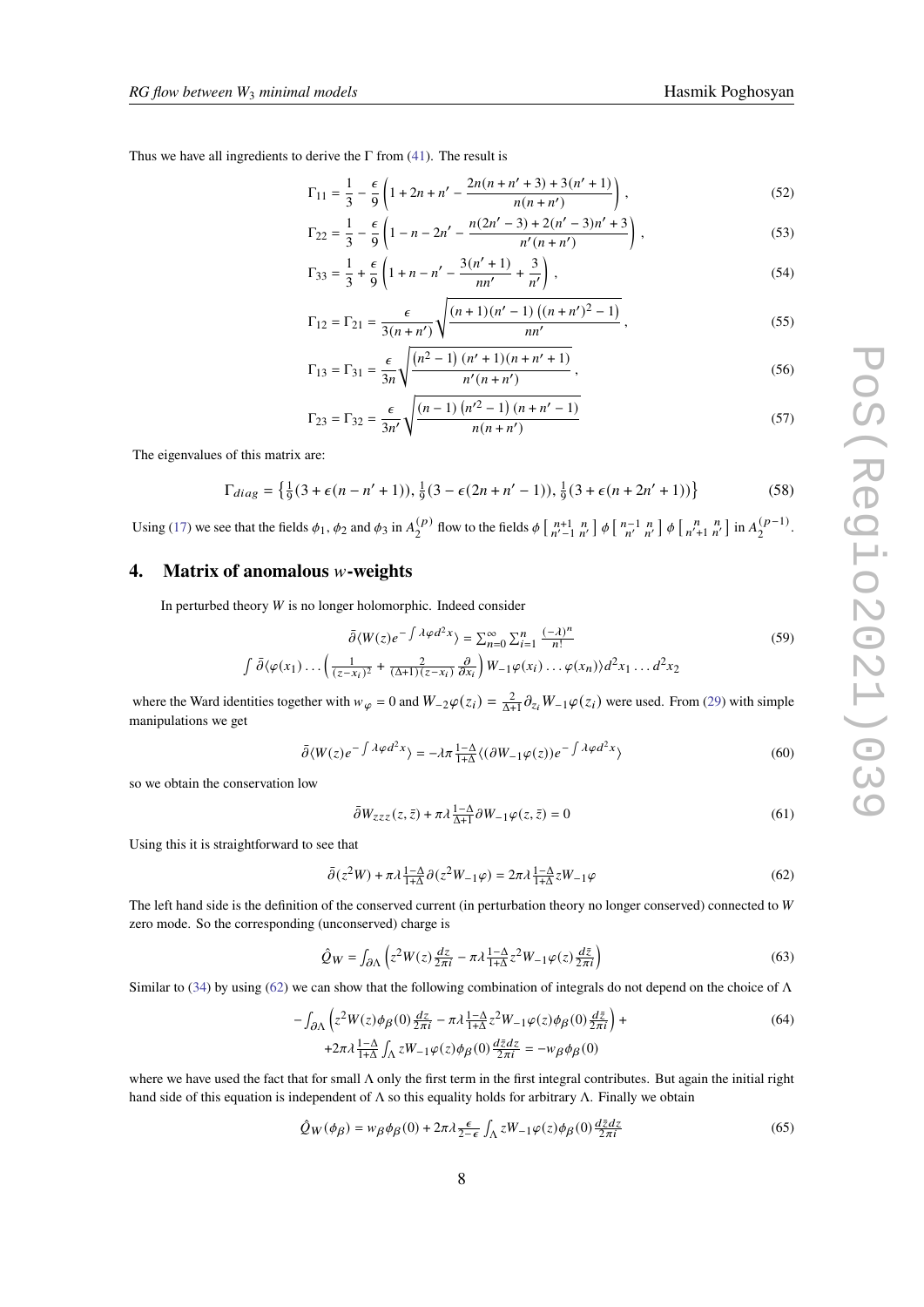Thus we have all ingredients to derive the $\Gamma$ from (41). The result is

$$\Gamma_{11} = \frac{1}{3} - \frac{\epsilon}{9}\left(1 + 2n + n' - \frac{2n(n+n'+3) + 3(n'+1)}{n(n+n')}\right), \tag{52}$$

$$\Gamma_{22} = \frac{1}{3} - \frac{\epsilon}{9}\left(1 - n - 2n' - \frac{n(2n'-3) + 2(n'-3)n' + 3}{n'(n+n')}\right), \tag{53}$$

$$\Gamma_{33} = \frac{1}{3} + \frac{\epsilon}{9}\left(1 + n - n' - \frac{3(n'+1)}{nn'} + \frac{3}{n'}\right), \tag{54}$$

$$\Gamma_{12} = \Gamma_{21} = \frac{\epsilon}{3(n+n')}\sqrt{\frac{(n+1)(n'-1)\left((n+n')^2-1\right)}{nn'}}, \tag{55}$$

$$\Gamma_{13} = \Gamma_{31} = \frac{\epsilon}{3n}\sqrt{\frac{\left(n^2-1\right)(n'+1)(n+n'+1)}{n'(n+n')}}, \tag{56}$$

$$\Gamma_{23} = \Gamma_{32} = \frac{\epsilon}{3n'}\sqrt{\frac{(n-1)\left(n'^2-1\right)(n+n'-1)}{n(n+n')}} \tag{57}$$

The eigenvalues of this matrix are:

$$\Gamma_{diag} = \left\{\tfrac{1}{9}(3 + \epsilon(n - n' + 1)), \tfrac{1}{9}(3 - \epsilon(2n + n' - 1)), \tfrac{1}{9}(3 + \epsilon(n + 2n' + 1))\right\} \tag{58}$$

Using (17) we see that the fields $\phi_1$, $\phi_2$ and $\phi_3$ in $A_2^{(p)}$ flow to the fields $\phi\left[\begin{smallmatrix} n+1 & n \\ n'-1 & n' \end{smallmatrix}\right]$ $\phi\left[\begin{smallmatrix} n-1 & n \\ n' & n' \end{smallmatrix}\right]$ $\phi\left[\begin{smallmatrix} n & n \\ n'+1 & n' \end{smallmatrix}\right]$ in $A_2^{(p-1)}$.

## 4. Matrix of anomalous $w$-weights

In perturbed theory $W$ is no longer holomorphic. Indeed consider

$$\begin{gathered} \bar\partial\langle W(z) e^{-\int \lambda\varphi d^2x}\rangle = \sum_{n=0}^{\infty}\sum_{i=1}^{n}\frac{(-\lambda)^n}{n!} \\ \int \bar\partial\langle\varphi(x_1)\ldots\left(\frac{1}{(z-x_i)^2} + \frac{2}{(\Delta+1)(z-x_i)}\frac{\partial}{\partial x_i}\right)W_{-1}\varphi(x_i)\ldots\varphi(x_n)\rangle d^2x_1\ldots d^2x_2 \end{gathered} \tag{59}$$

where the Ward identities together with $w_\varphi = 0$ and $W_{-2}\varphi(z_i) = \frac{2}{\Delta+1}\partial_{z_i}W_{-1}\varphi(z_i)$ were used. From (29) with simple manipulations we get

$$\bar\partial\langle W(z) e^{-\int\lambda\varphi d^2x}\rangle = -\lambda\pi\tfrac{1-\Delta}{1+\Delta}\langle(\partial W_{-1}\varphi(z))e^{-\int\lambda\varphi d^2x}\rangle \tag{60}$$

so we obtain the conservation low

$$\bar\partial W_{zzz}(z,\bar z) + \pi\lambda\tfrac{1-\Delta}{\Delta+1}\partial W_{-1}\varphi(z,\bar z) = 0 \tag{61}$$

Using this it is straightforward to see that

$$\bar\partial(z^2 W) + \pi\lambda\tfrac{1-\Delta}{1+\Delta}\partial(z^2 W_{-1}\varphi) = 2\pi\lambda\tfrac{1-\Delta}{1+\Delta}zW_{-1}\varphi \tag{62}$$

The left hand side is the definition of the conserved current (in perturbation theory no longer conserved) connected to $W$ zero mode. So the corresponding (unconserved) charge is

$$\hat Q_W = \int_{\partial\Lambda}\left(z^2 W(z)\tfrac{dz}{2\pi i} - \pi\lambda\tfrac{1-\Delta}{1+\Delta}z^2 W_{-1}\varphi(z)\tfrac{d\bar z}{2\pi i}\right) \tag{63}$$

Similar to (34) by using (62) we can show that the following combination of integrals do not depend on the choice of $\Lambda$

$$\begin{gathered} -\int_{\partial\Lambda}\left(z^2 W(z)\phi_\beta(0)\tfrac{dz}{2\pi i} - \pi\lambda\tfrac{1-\Delta}{1+\Delta}z^2 W_{-1}\varphi(z)\phi_\beta(0)\tfrac{d\bar z}{2\pi i}\right) + \\ +2\pi\lambda\tfrac{1-\Delta}{1+\Delta}\int_\Lambda zW_{-1}\varphi(z)\phi_\beta(0)\tfrac{d\bar z dz}{2\pi i} = -w_\beta\phi_\beta(0) \end{gathered} \tag{64}$$

where we have used the fact that for small $\Lambda$ only the first term in the first integral contributes. But again the initial right hand side of this equation is independent of $\Lambda$ so this equality holds for arbitrary $\Lambda$. Finally we obtain

$$\hat Q_W(\phi_\beta) = w_\beta\phi_\beta(0) + 2\pi\lambda\tfrac{\epsilon}{2-\epsilon}\int_\Lambda zW_{-1}\varphi(z)\phi_\beta(0)\tfrac{d\bar z dz}{2\pi i} \tag{65}$$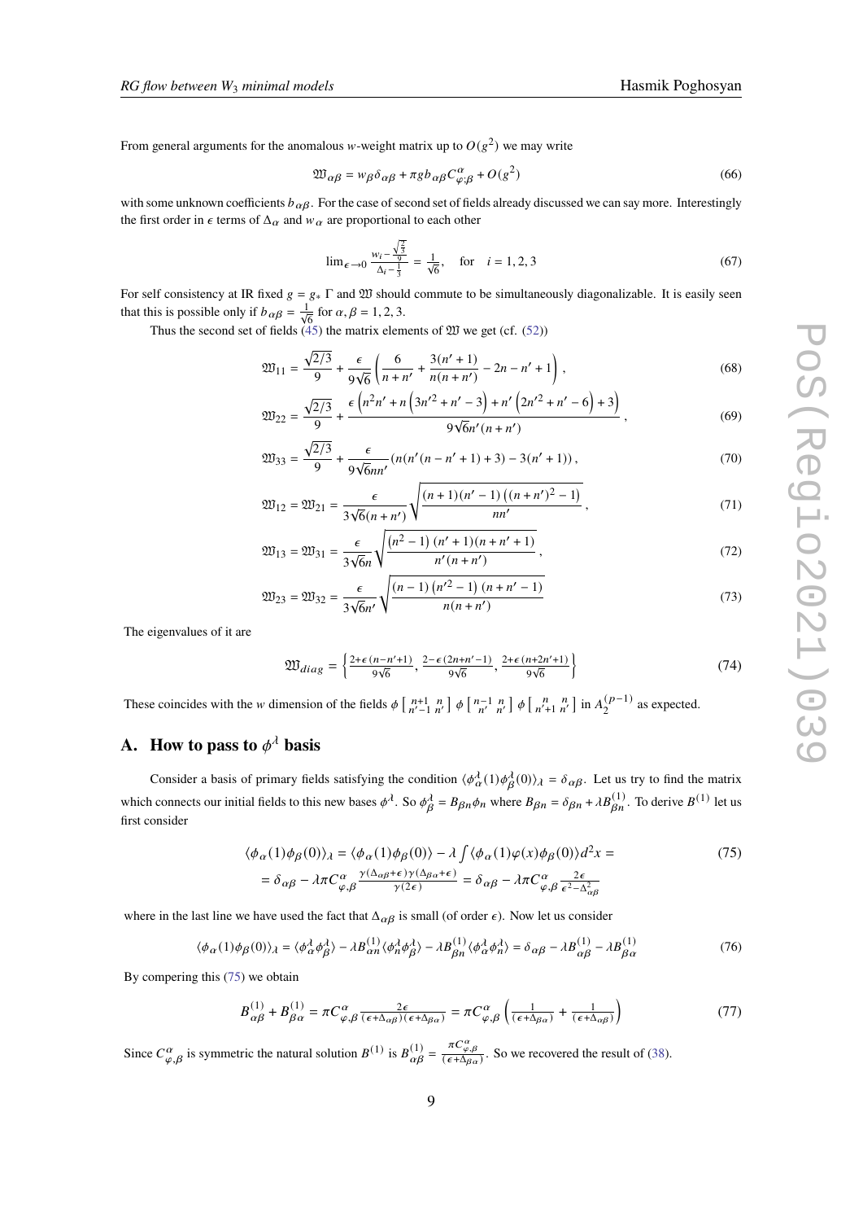From general arguments for the anomalous $w$-weight matrix up to $O(g^2)$ we may write

$$\mathfrak{W}_{\alpha\beta} = w_\beta \delta_{\alpha\beta} + \pi g b_{\alpha\beta} C^{\alpha}_{\varphi;\beta} + O(g^2) \tag{66}$$

with some unknown coefficients $b_{\alpha\beta}$. For the case of second set of fields already discussed we can say more. Interestingly the first order in $\epsilon$ terms of $\Delta_\alpha$ and $w_\alpha$ are proportional to each other

$$\lim_{\epsilon\to 0} \frac{w_i - \frac{\sqrt{\frac{2}{3}}}{9}}{\Delta_i - \frac{1}{3}} = \frac{1}{\sqrt{6}}, \quad \text{for} \quad i = 1, 2, 3 \tag{67}$$

For self consistency at IR fixed $g = g_* \Gamma$ and $\mathfrak{W}$ should commute to be simultaneously diagonalizable. It is easily seen that this is possible only if $b_{\alpha\beta} = \frac{1}{\sqrt{6}}$ for $\alpha, \beta = 1, 2, 3$.

Thus the second set of fields (45) the matrix elements of $\mathfrak{W}$ we get (cf. (52))

$$\mathfrak{W}_{11} = \frac{\sqrt{2/3}}{9} + \frac{\epsilon}{9\sqrt{6}} \left( \frac{6}{n+n'} + \frac{3(n'+1)}{n(n+n')} - 2n - n' + 1 \right), \tag{68}$$

$$\mathfrak{W}_{22} = \frac{\sqrt{2/3}}{9} + \frac{\epsilon \left( n^2 n' + n \left( 3n'^2 + n' - 3 \right) + n' \left( 2n'^2 + n' - 6 \right) + 3 \right)}{9\sqrt{6} n' (n+n')}, \tag{69}$$

$$\mathfrak{W}_{33} = \frac{\sqrt{2/3}}{9} + \frac{\epsilon}{9\sqrt{6} n n'} \left( n(n'(n - n' + 1) + 3) - 3(n'+1) \right), \tag{70}$$

$$\mathfrak{W}_{12} = \mathfrak{W}_{21} = \frac{\epsilon}{3\sqrt{6}(n+n')} \sqrt{\frac{(n+1)(n'-1)\left( (n+n')^2 - 1 \right)}{n n'}}, \tag{71}$$

$$\mathfrak{W}_{13} = \mathfrak{W}_{31} = \frac{\epsilon}{3\sqrt{6} n} \sqrt{\frac{\left( n^2 - 1 \right) (n'+1)(n+n'+1)}{n'(n+n')}}, \tag{72}$$

$$\mathfrak{W}_{23} = \mathfrak{W}_{32} = \frac{\epsilon}{3\sqrt{6} n'} \sqrt{\frac{(n-1)\left( n'^2 - 1 \right)(n+n'-1)}{n(n+n')}} \tag{73}$$

The eigenvalues of it are

$$\mathfrak{W}_{diag} = \left\{ \frac{2+\epsilon(n-n'+1)}{9\sqrt{6}}, \frac{2-\epsilon(2n+n'-1)}{9\sqrt{6}}, \frac{2+\epsilon(n+2n'+1)}{9\sqrt{6}} \right\} \tag{74}$$

These coincides with the $w$ dimension of the fields $\phi \left[ \begin{smallmatrix} n+1 & n \\ n'-1 & n' \end{smallmatrix} \right]$ $\phi \left[ \begin{smallmatrix} n-1 & n \\ n' & n' \end{smallmatrix} \right]$ $\phi \left[ \begin{smallmatrix} n & n \\ n'+1 & n' \end{smallmatrix} \right]$ in $A_2^{(p-1)}$ as expected.

## A. How to pass to $\phi^\lambda$ basis

Consider a basis of primary fields satisfying the condition $\langle \phi^\lambda_\alpha(1) \phi^\lambda_\beta(0) \rangle_\lambda = \delta_{\alpha\beta}$. Let us try to find the matrix which connects our initial fields to this new bases $\phi^\lambda$. So $\phi^\lambda_\beta = B_{\beta n} \phi_n$ where $B_{\beta n} = \delta_{\beta n} + \lambda B^{(1)}_{\beta n}$. To derive $B^{(1)}$ let us first consider

$$\begin{aligned} \langle \phi_\alpha(1) \phi_\beta(0) \rangle_\lambda &= \langle \phi_\alpha(1) \phi_\beta(0) \rangle - \lambda \int \langle \phi_\alpha(1) \varphi(x) \phi_\beta(0) \rangle d^2x = \\ &= \delta_{\alpha\beta} - \lambda \pi C^{\alpha}_{\varphi,\beta} \frac{\gamma(\Delta_{\alpha\beta} + \epsilon)\gamma(\Delta_{\beta\alpha} + \epsilon)}{\gamma(2\epsilon)} = \delta_{\alpha\beta} - \lambda \pi C^{\alpha}_{\varphi,\beta} \frac{2\epsilon}{\epsilon^2 - \Delta^2_{\alpha\beta}} \end{aligned} \tag{75}$$

where in the last line we have used the fact that $\Delta_{\alpha\beta}$ is small (of order $\epsilon$). Now let us consider

$$\langle \phi_\alpha(1) \phi_\beta(0) \rangle_\lambda = \langle \phi^\lambda_\alpha \phi^\lambda_\beta \rangle - \lambda B^{(1)}_{\alpha n} \langle \phi^\lambda_n \phi^\lambda_\beta \rangle - \lambda B^{(1)}_{\beta n} \langle \phi^\lambda_\alpha \phi^\lambda_n \rangle = \delta_{\alpha\beta} - \lambda B^{(1)}_{\alpha\beta} - \lambda B^{(1)}_{\beta\alpha} \tag{76}$$

By compering this (75) we obtain

$$B^{(1)}_{\alpha\beta} + B^{(1)}_{\beta\alpha} = \pi C^{\alpha}_{\varphi,\beta} \frac{2\epsilon}{(\epsilon + \Delta_{\alpha\beta})(\epsilon + \Delta_{\beta\alpha})} = \pi C^{\alpha}_{\varphi,\beta} \left( \frac{1}{(\epsilon + \Delta_{\beta\alpha})} + \frac{1}{(\epsilon + \Delta_{\alpha\beta})} \right) \tag{77}$$

Since $C^{\alpha}_{\varphi,\beta}$ is symmetric the natural solution $B^{(1)}$ is $B^{(1)}_{\alpha\beta} = \frac{\pi C^{\alpha}_{\varphi,\beta}}{(\epsilon + \Delta_{\beta\alpha})}$. So we recovered the result of (38).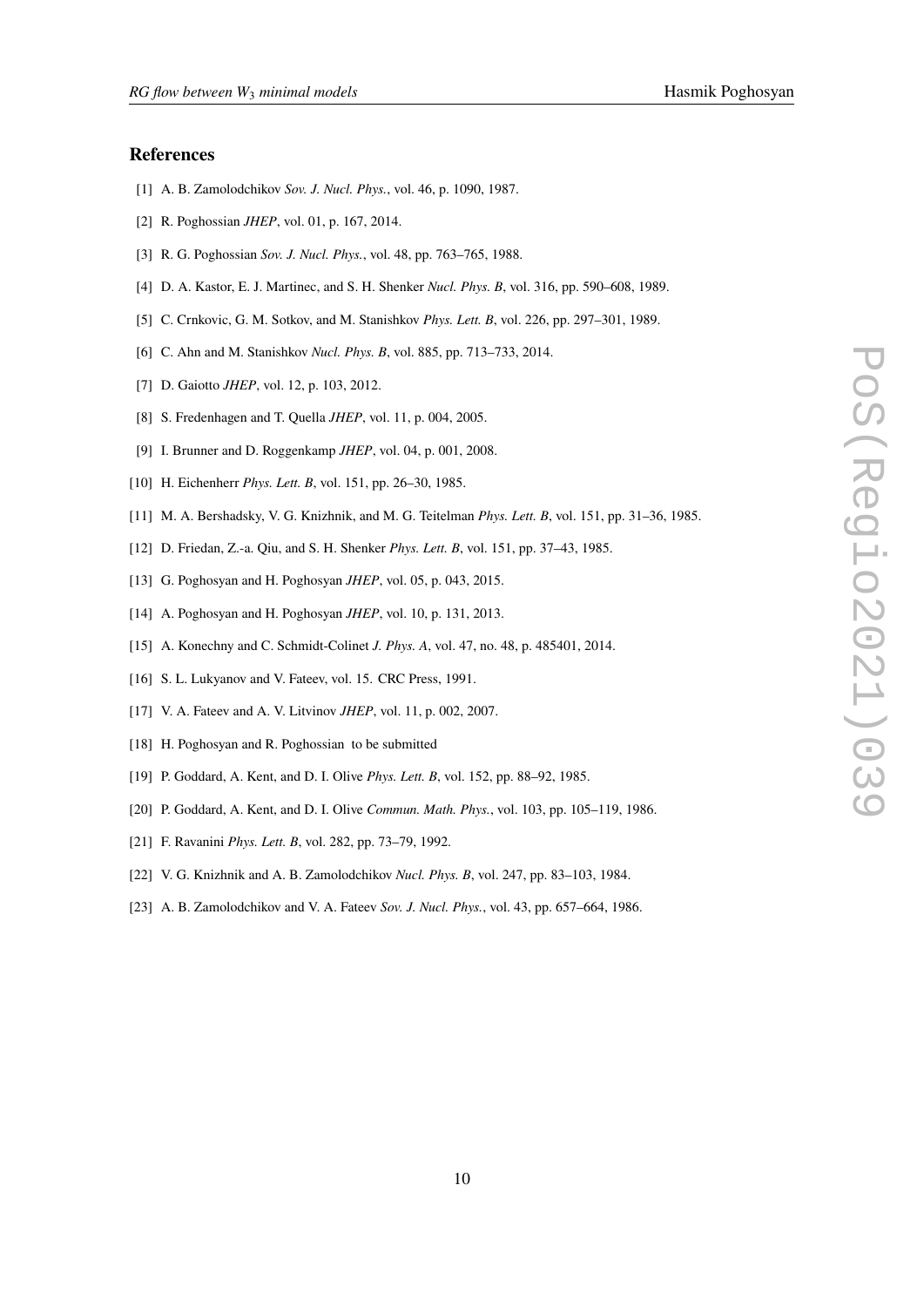## References

[1] A. B. Zamolodchikov *Sov. J. Nucl. Phys.*, vol. 46, p. 1090, 1987.

[2] R. Poghossian *JHEP*, vol. 01, p. 167, 2014.

[3] R. G. Poghossian *Sov. J. Nucl. Phys.*, vol. 48, pp. 763–765, 1988.

[4] D. A. Kastor, E. J. Martinec, and S. H. Shenker *Nucl. Phys. B*, vol. 316, pp. 590–608, 1989.

[5] C. Crnkovic, G. M. Sotkov, and M. Stanishkov *Phys. Lett. B*, vol. 226, pp. 297–301, 1989.

[6] C. Ahn and M. Stanishkov *Nucl. Phys. B*, vol. 885, pp. 713–733, 2014.

[7] D. Gaiotto *JHEP*, vol. 12, p. 103, 2012.

[8] S. Fredenhagen and T. Quella *JHEP*, vol. 11, p. 004, 2005.

[9] I. Brunner and D. Roggenkamp *JHEP*, vol. 04, p. 001, 2008.

[10] H. Eichenherr *Phys. Lett. B*, vol. 151, pp. 26–30, 1985.

[11] M. A. Bershadsky, V. G. Knizhnik, and M. G. Teitelman *Phys. Lett. B*, vol. 151, pp. 31–36, 1985.

[12] D. Friedan, Z.-a. Qiu, and S. H. Shenker *Phys. Lett. B*, vol. 151, pp. 37–43, 1985.

[13] G. Poghosyan and H. Poghosyan *JHEP*, vol. 05, p. 043, 2015.

[14] A. Poghosyan and H. Poghosyan *JHEP*, vol. 10, p. 131, 2013.

[15] A. Konechny and C. Schmidt-Colinet *J. Phys. A*, vol. 47, no. 48, p. 485401, 2014.

[16] S. L. Lukyanov and V. Fateev, vol. 15. CRC Press, 1991.

[17] V. A. Fateev and A. V. Litvinov *JHEP*, vol. 11, p. 002, 2007.

[18] H. Poghosyan and R. Poghossian to be submitted

[19] P. Goddard, A. Kent, and D. I. Olive *Phys. Lett. B*, vol. 152, pp. 88–92, 1985.

[20] P. Goddard, A. Kent, and D. I. Olive *Commun. Math. Phys.*, vol. 103, pp. 105–119, 1986.

[21] F. Ravanini *Phys. Lett. B*, vol. 282, pp. 73–79, 1992.

[22] V. G. Knizhnik and A. B. Zamolodchikov *Nucl. Phys. B*, vol. 247, pp. 83–103, 1984.

[23] A. B. Zamolodchikov and V. A. Fateev *Sov. J. Nucl. Phys.*, vol. 43, pp. 657–664, 1986.